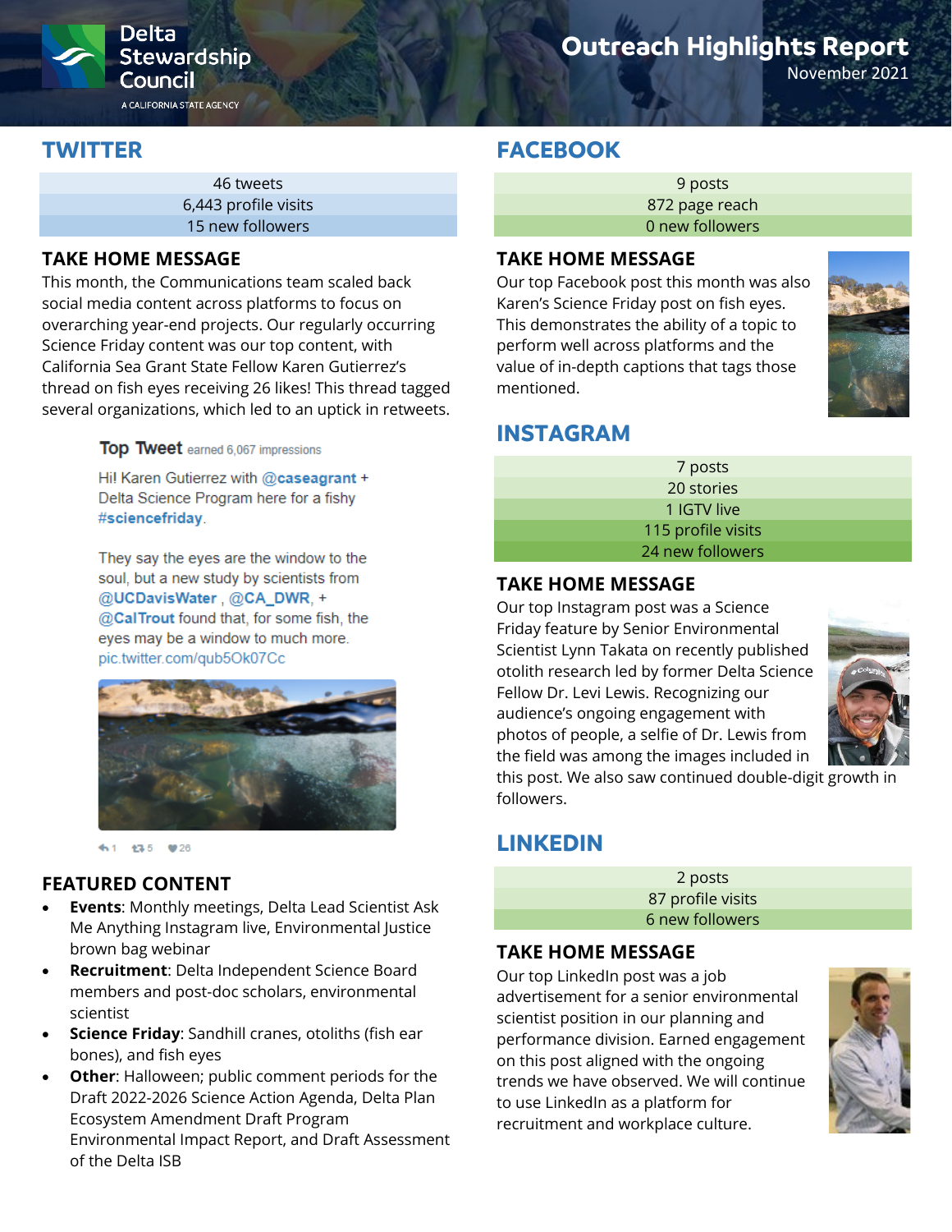Delta Stewardship Council

A CALIFORNIA STATE AGENCY

# Outreach Highlights Report

November 2021

## TWITTER

46 tweets
6,443 profile visits
15 new followers

### TAKE HOME MESSAGE

This month, the Communications team scaled back social media content across platforms to focus on overarching year-end projects. Our regularly occurring Science Friday content was our top content, with California Sea Grant State Fellow Karen Gutierrez's thread on fish eyes receiving 26 likes! This thread tagged several organizations, which led to an uptick in retweets.

**Top Tweet** earned 6,067 impressions

Hi! Karen Gutierrez with @caseagrant + Delta Science Program here for a fishy #sciencefriday.

They say the eyes are the window to the soul, but a new study by scientists from @UCDavisWater, @CA_DWR, + @CalTrout found that, for some fish, the eyes may be a window to much more. pic.twitter.com/qub5Ok07Cc

1 5 26

### FEATURED CONTENT

- **Events**: Monthly meetings, Delta Lead Scientist Ask Me Anything Instagram live, Environmental Justice brown bag webinar
- **Recruitment**: Delta Independent Science Board members and post-doc scholars, environmental scientist
- **Science Friday**: Sandhill cranes, otoliths (fish ear bones), and fish eyes
- **Other**: Halloween; public comment periods for the Draft 2022-2026 Science Action Agenda, Delta Plan Ecosystem Amendment Draft Program Environmental Impact Report, and Draft Assessment of the Delta ISB

## FACEBOOK

9 posts
872 page reach
0 new followers

### TAKE HOME MESSAGE

Our top Facebook post this month was also Karen's Science Friday post on fish eyes. This demonstrates the ability of a topic to perform well across platforms and the value of in-depth captions that tags those mentioned.

## INSTAGRAM

7 posts
20 stories
1 IGTV live
115 profile visits
24 new followers

### TAKE HOME MESSAGE

Our top Instagram post was a Science Friday feature by Senior Environmental Scientist Lynn Takata on recently published otolith research led by former Delta Science Fellow Dr. Levi Lewis. Recognizing our audience's ongoing engagement with photos of people, a selfie of Dr. Lewis from the field was among the images included in this post. We also saw continued double-digit growth in followers.

## LINKEDIN

2 posts
87 profile visits
6 new followers

### TAKE HOME MESSAGE

Our top LinkedIn post was a job advertisement for a senior environmental scientist position in our planning and performance division. Earned engagement on this post aligned with the ongoing trends we have observed. We will continue to use LinkedIn as a platform for recruitment and workplace culture.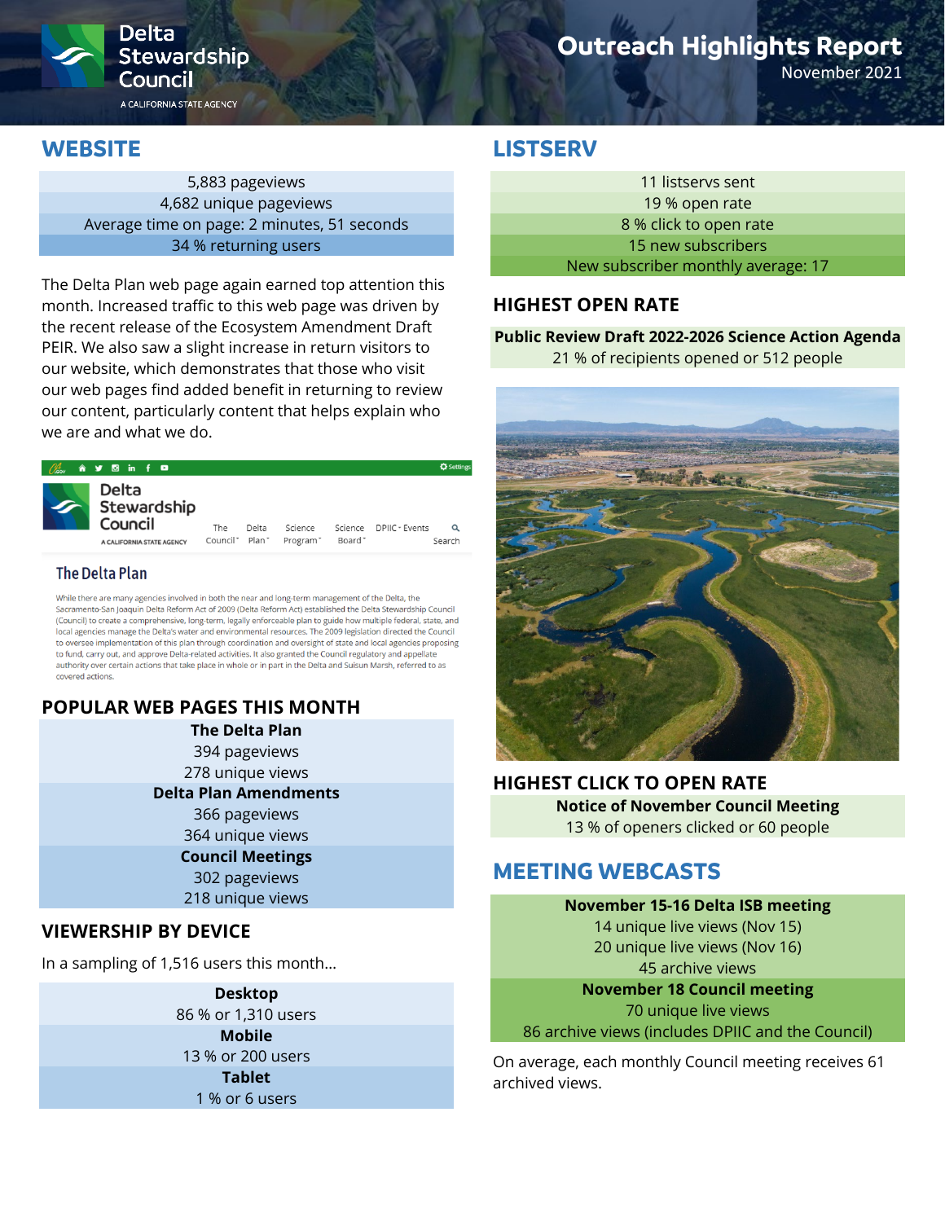# Outreach Highlights Report

November 2021

## WEBSITE

5,883 pageviews
4,682 unique pageviews
Average time on page: 2 minutes, 51 seconds
34 % returning users

The Delta Plan web page again earned top attention this month. Increased traffic to this web page was driven by the recent release of the Ecosystem Amendment Draft PEIR. We also saw a slight increase in return visitors to our website, which demonstrates that those who visit our web pages find added benefit in returning to review our content, particularly content that helps explain who we are and what we do.

### POPULAR WEB PAGES THIS MONTH

**The Delta Plan**
394 pageviews
278 unique views

**Delta Plan Amendments**
366 pageviews
364 unique views

**Council Meetings**
302 pageviews
218 unique views

### VIEWERSHIP BY DEVICE

In a sampling of 1,516 users this month…

**Desktop**
86 % or 1,310 users

**Mobile**
13 % or 200 users

**Tablet**
1 % or 6 users

## LISTSERV

11 listservs sent
19 % open rate
8 % click to open rate
15 new subscribers
New subscriber monthly average: 17

### HIGHEST OPEN RATE

**Public Review Draft 2022-2026 Science Action Agenda**
21 % of recipients opened or 512 people

### HIGHEST CLICK TO OPEN RATE

**Notice of November Council Meeting**
13 % of openers clicked or 60 people

## MEETING WEBCASTS

**November 15-16 Delta ISB meeting**
14 unique live views (Nov 15)
20 unique live views (Nov 16)
45 archive views

**November 18 Council meeting**
70 unique live views
86 archive views (includes DPIIC and the Council)

On average, each monthly Council meeting receives 61 archived views.